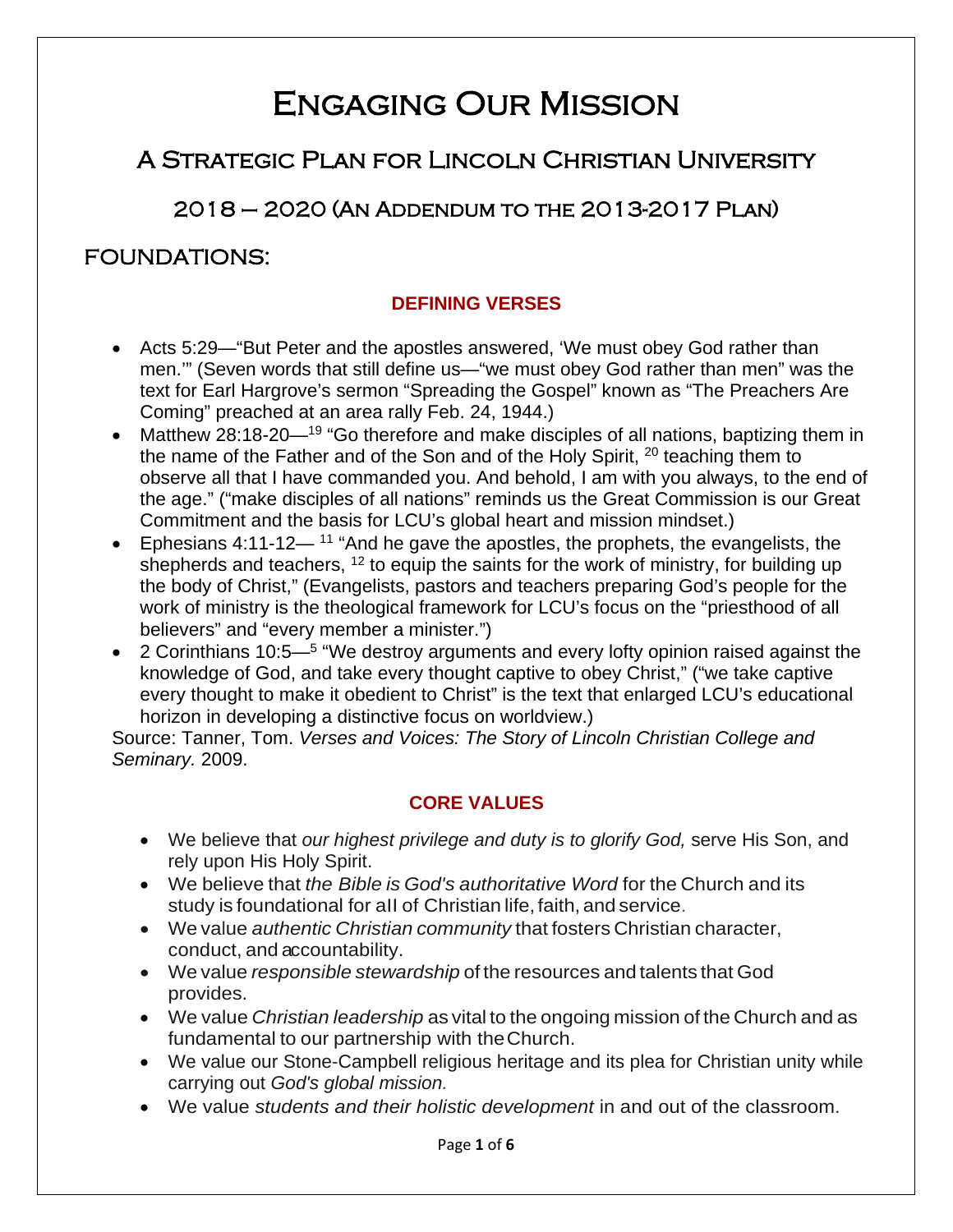# Engaging Our Mission

## A Strategic Plan for Lincoln Christian University

## 2018 – 2020 (An Addendum to the 2013-2017 Plan)

## FOUNDATIONS:

### DEFINING VERSES

- Acts 5:29—"But Peter and the apostles answered, 'We must obey God rather than men.'" (Seven words that still define us—"we must obey God rather than men" was the text for Earl Hargrove's sermon "Spreading the Gospel" known as "The Preachers Are Coming" preached at an area rally Feb. 24, 1944.)
- Matthew 28:18-20—[19] "Go therefore and make disciples of all nations, baptizing them in the name of the Father and of the Son and of the Holy Spirit, [20] teaching them to observe all that I have commanded you. And behold, I am with you always, to the end of the age." ("make disciples of all nations" reminds us the Great Commission is our Great Commitment and the basis for LCU's global heart and mission mindset.)
- Ephesians 4:11-12— [11] "And he gave the apostles, the prophets, the evangelists, the shepherds and teachers, [12] to equip the saints for the work of ministry, for building up the body of Christ," (Evangelists, pastors and teachers preparing God's people for the work of ministry is the theological framework for LCU's focus on the "priesthood of all believers" and "every member a minister.")
- 2 Corinthians 10:5—[5] "We destroy arguments and every lofty opinion raised against the knowledge of God, and take every thought captive to obey Christ," ("we take captive every thought to make it obedient to Christ" is the text that enlarged LCU's educational horizon in developing a distinctive focus on worldview.)

Source: Tanner, Tom. *Verses and Voices: The Story of Lincoln Christian College and Seminary.* 2009.

### CORE VALUES

- We believe that *our highest privilege and duty is to glorify God,* serve His Son, and rely upon His Holy Spirit.
- We believe that *the Bible is God's authoritative Word* for the Church and its study is foundational for all of Christian life, faith, and service.
- We value *authentic Christian community* that fosters Christian character, conduct, and accountability.
- We value *responsible stewardship* of the resources and talents that God provides.
- We value *Christian leadership* as vital to the ongoing mission of the Church and as fundamental to our partnership with the Church.
- We value our Stone-Campbell religious heritage and its plea for Christian unity while carrying out *God's global mission.*
- We value *students and their holistic development* in and out of the classroom.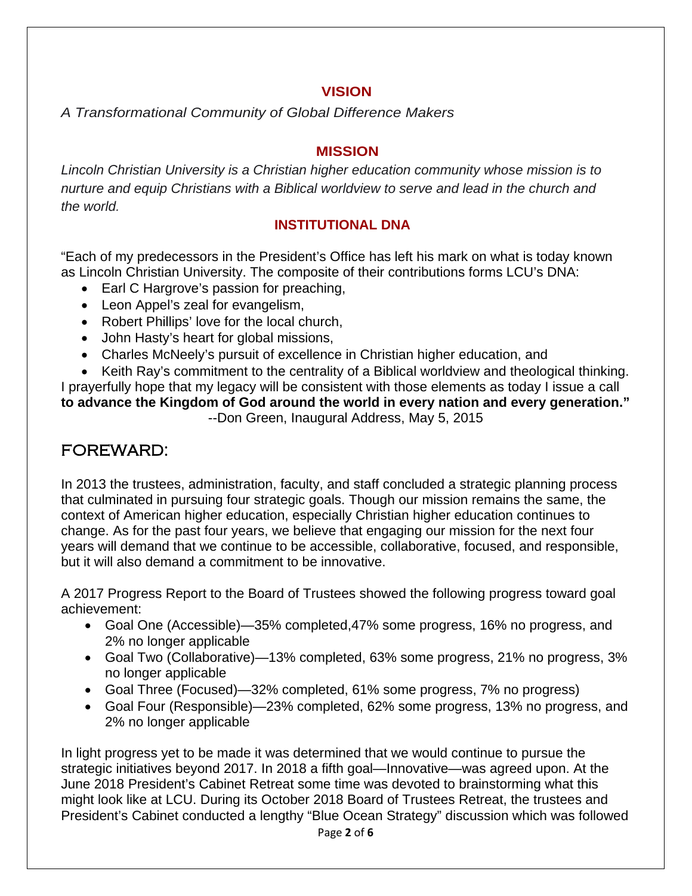## VISION

*A Transformational Community of Global Difference Makers*

## MISSION

*Lincoln Christian University is a Christian higher education community whose mission is to nurture and equip Christians with a Biblical worldview to serve and lead in the church and the world.*

## INSTITUTIONAL DNA

"Each of my predecessors in the President's Office has left his mark on what is today known as Lincoln Christian University. The composite of their contributions forms LCU's DNA:

- Earl C Hargrove's passion for preaching,
- Leon Appel's zeal for evangelism,
- Robert Phillips' love for the local church,
- John Hasty's heart for global missions,
- Charles McNeely's pursuit of excellence in Christian higher education, and
- Keith Ray's commitment to the centrality of a Biblical worldview and theological thinking.

I prayerfully hope that my legacy will be consistent with those elements as today I issue a call **to advance the Kingdom of God around the world in every nation and every generation."**

--Don Green, Inaugural Address, May 5, 2015

# FOREWARD:

In 2013 the trustees, administration, faculty, and staff concluded a strategic planning process that culminated in pursuing four strategic goals. Though our mission remains the same, the context of American higher education, especially Christian higher education continues to change. As for the past four years, we believe that engaging our mission for the next four years will demand that we continue to be accessible, collaborative, focused, and responsible, but it will also demand a commitment to be innovative.

A 2017 Progress Report to the Board of Trustees showed the following progress toward goal achievement:

- Goal One (Accessible)—35% completed,47% some progress, 16% no progress, and 2% no longer applicable
- Goal Two (Collaborative)—13% completed, 63% some progress, 21% no progress, 3% no longer applicable
- Goal Three (Focused)—32% completed, 61% some progress, 7% no progress)
- Goal Four (Responsible)—23% completed, 62% some progress, 13% no progress, and 2% no longer applicable

In light progress yet to be made it was determined that we would continue to pursue the strategic initiatives beyond 2017. In 2018 a fifth goal—Innovative—was agreed upon. At the June 2018 President's Cabinet Retreat some time was devoted to brainstorming what this might look like at LCU. During its October 2018 Board of Trustees Retreat, the trustees and President's Cabinet conducted a lengthy "Blue Ocean Strategy" discussion which was followed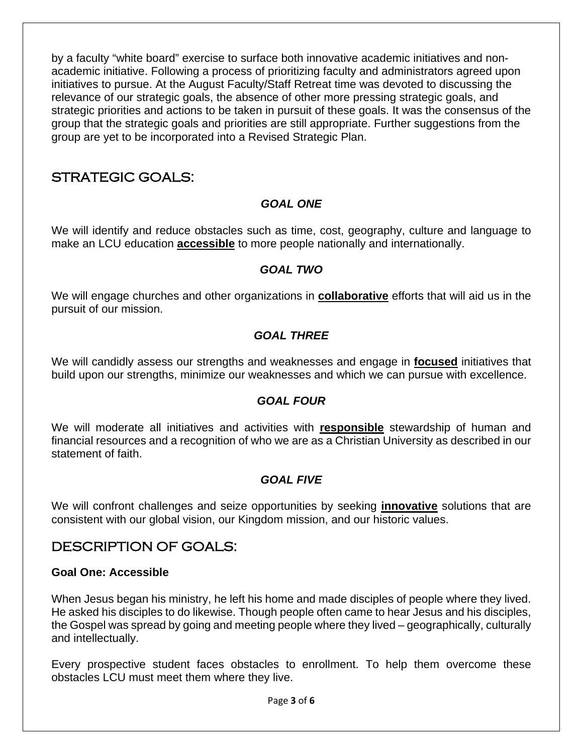by a faculty "white board" exercise to surface both innovative academic initiatives and non-academic initiative. Following a process of prioritizing faculty and administrators agreed upon initiatives to pursue. At the August Faculty/Staff Retreat time was devoted to discussing the relevance of our strategic goals, the absence of other more pressing strategic goals, and strategic priorities and actions to be taken in pursuit of these goals. It was the consensus of the group that the strategic goals and priorities are still appropriate. Further suggestions from the group are yet to be incorporated into a Revised Strategic Plan.

## STRATEGIC GOALS:

### *GOAL ONE*

We will identify and reduce obstacles such as time, cost, geography, culture and language to make an LCU education **accessible** to more people nationally and internationally.

### *GOAL TWO*

We will engage churches and other organizations in **collaborative** efforts that will aid us in the pursuit of our mission.

### *GOAL THREE*

We will candidly assess our strengths and weaknesses and engage in **focused** initiatives that build upon our strengths, minimize our weaknesses and which we can pursue with excellence.

### *GOAL FOUR*

We will moderate all initiatives and activities with **responsible** stewardship of human and financial resources and a recognition of who we are as a Christian University as described in our statement of faith.

### *GOAL FIVE*

We will confront challenges and seize opportunities by seeking **innovative** solutions that are consistent with our global vision, our Kingdom mission, and our historic values.

## DESCRIPTION OF GOALS:

**Goal One: Accessible**

When Jesus began his ministry, he left his home and made disciples of people where they lived. He asked his disciples to do likewise. Though people often came to hear Jesus and his disciples, the Gospel was spread by going and meeting people where they lived – geographically, culturally and intellectually.

Every prospective student faces obstacles to enrollment. To help them overcome these obstacles LCU must meet them where they live.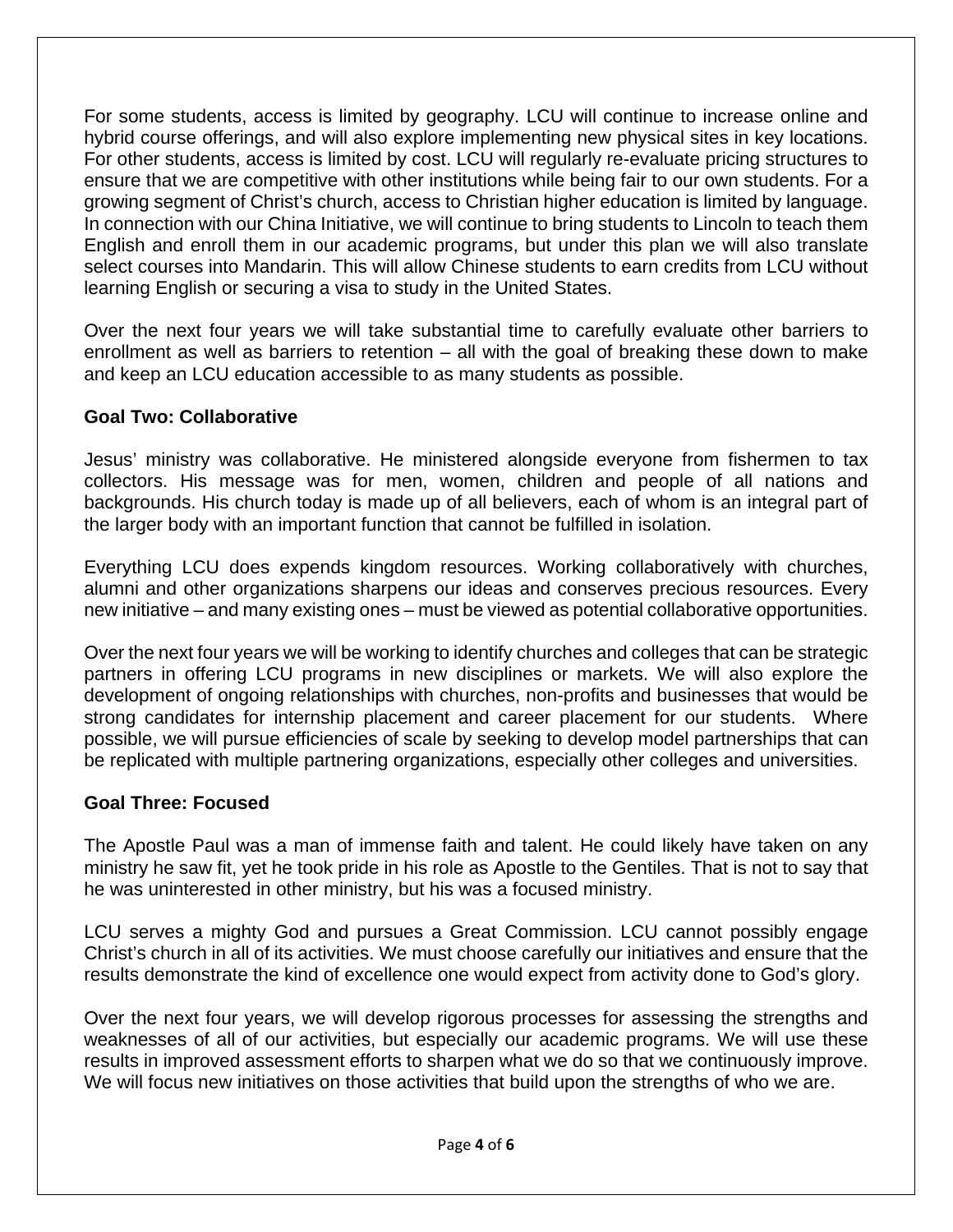For some students, access is limited by geography. LCU will continue to increase online and hybrid course offerings, and will also explore implementing new physical sites in key locations. For other students, access is limited by cost. LCU will regularly re-evaluate pricing structures to ensure that we are competitive with other institutions while being fair to our own students. For a growing segment of Christ's church, access to Christian higher education is limited by language. In connection with our China Initiative, we will continue to bring students to Lincoln to teach them English and enroll them in our academic programs, but under this plan we will also translate select courses into Mandarin. This will allow Chinese students to earn credits from LCU without learning English or securing a visa to study in the United States.

Over the next four years we will take substantial time to carefully evaluate other barriers to enrollment as well as barriers to retention – all with the goal of breaking these down to make and keep an LCU education accessible to as many students as possible.

### Goal Two: Collaborative

Jesus' ministry was collaborative. He ministered alongside everyone from fishermen to tax collectors. His message was for men, women, children and people of all nations and backgrounds. His church today is made up of all believers, each of whom is an integral part of the larger body with an important function that cannot be fulfilled in isolation.

Everything LCU does expends kingdom resources. Working collaboratively with churches, alumni and other organizations sharpens our ideas and conserves precious resources. Every new initiative – and many existing ones – must be viewed as potential collaborative opportunities.

Over the next four years we will be working to identify churches and colleges that can be strategic partners in offering LCU programs in new disciplines or markets. We will also explore the development of ongoing relationships with churches, non-profits and businesses that would be strong candidates for internship placement and career placement for our students. Where possible, we will pursue efficiencies of scale by seeking to develop model partnerships that can be replicated with multiple partnering organizations, especially other colleges and universities.

### Goal Three: Focused

The Apostle Paul was a man of immense faith and talent. He could likely have taken on any ministry he saw fit, yet he took pride in his role as Apostle to the Gentiles. That is not to say that he was uninterested in other ministry, but his was a focused ministry.

LCU serves a mighty God and pursues a Great Commission. LCU cannot possibly engage Christ's church in all of its activities. We must choose carefully our initiatives and ensure that the results demonstrate the kind of excellence one would expect from activity done to God's glory.

Over the next four years, we will develop rigorous processes for assessing the strengths and weaknesses of all of our activities, but especially our academic programs. We will use these results in improved assessment efforts to sharpen what we do so that we continuously improve. We will focus new initiatives on those activities that build upon the strengths of who we are.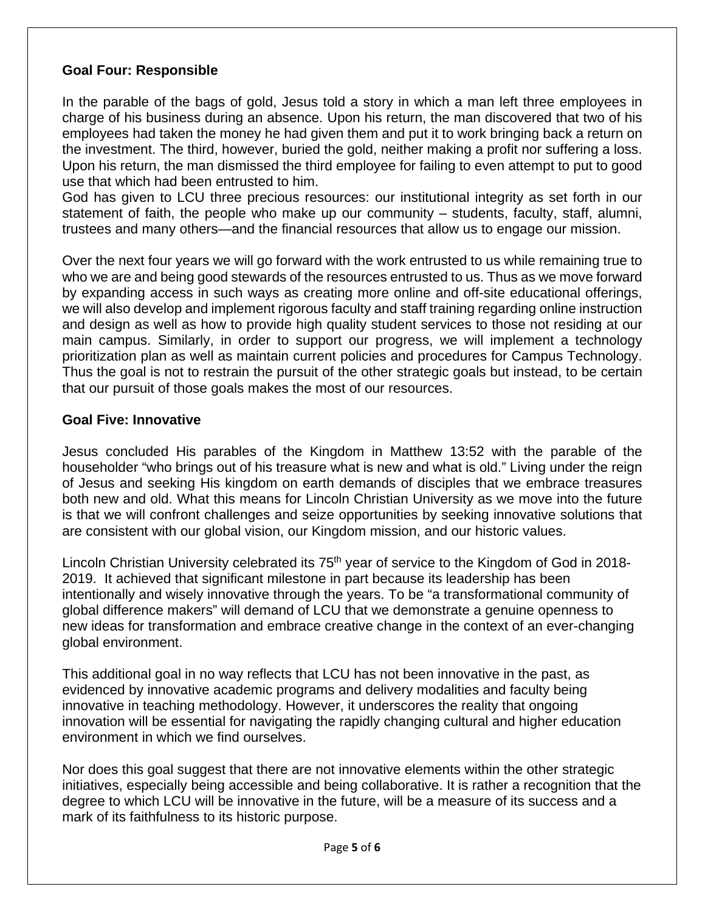**Goal Four: Responsible**

In the parable of the bags of gold, Jesus told a story in which a man left three employees in charge of his business during an absence. Upon his return, the man discovered that two of his employees had taken the money he had given them and put it to work bringing back a return on the investment. The third, however, buried the gold, neither making a profit nor suffering a loss. Upon his return, the man dismissed the third employee for failing to even attempt to put to good use that which had been entrusted to him.
God has given to LCU three precious resources: our institutional integrity as set forth in our statement of faith, the people who make up our community – students, faculty, staff, alumni, trustees and many others—and the financial resources that allow us to engage our mission.

Over the next four years we will go forward with the work entrusted to us while remaining true to who we are and being good stewards of the resources entrusted to us. Thus as we move forward by expanding access in such ways as creating more online and off-site educational offerings, we will also develop and implement rigorous faculty and staff training regarding online instruction and design as well as how to provide high quality student services to those not residing at our main campus. Similarly, in order to support our progress, we will implement a technology prioritization plan as well as maintain current policies and procedures for Campus Technology. Thus the goal is not to restrain the pursuit of the other strategic goals but instead, to be certain that our pursuit of those goals makes the most of our resources.

**Goal Five: Innovative**

Jesus concluded His parables of the Kingdom in Matthew 13:52 with the parable of the householder "who brings out of his treasure what is new and what is old." Living under the reign of Jesus and seeking His kingdom on earth demands of disciples that we embrace treasures both new and old. What this means for Lincoln Christian University as we move into the future is that we will confront challenges and seize opportunities by seeking innovative solutions that are consistent with our global vision, our Kingdom mission, and our historic values.

Lincoln Christian University celebrated its 75th year of service to the Kingdom of God in 2018-2019. It achieved that significant milestone in part because its leadership has been intentionally and wisely innovative through the years. To be "a transformational community of global difference makers" will demand of LCU that we demonstrate a genuine openness to new ideas for transformation and embrace creative change in the context of an ever-changing global environment.

This additional goal in no way reflects that LCU has not been innovative in the past, as evidenced by innovative academic programs and delivery modalities and faculty being innovative in teaching methodology. However, it underscores the reality that ongoing innovation will be essential for navigating the rapidly changing cultural and higher education environment in which we find ourselves.

Nor does this goal suggest that there are not innovative elements within the other strategic initiatives, especially being accessible and being collaborative. It is rather a recognition that the degree to which LCU will be innovative in the future, will be a measure of its success and a mark of its faithfulness to its historic purpose.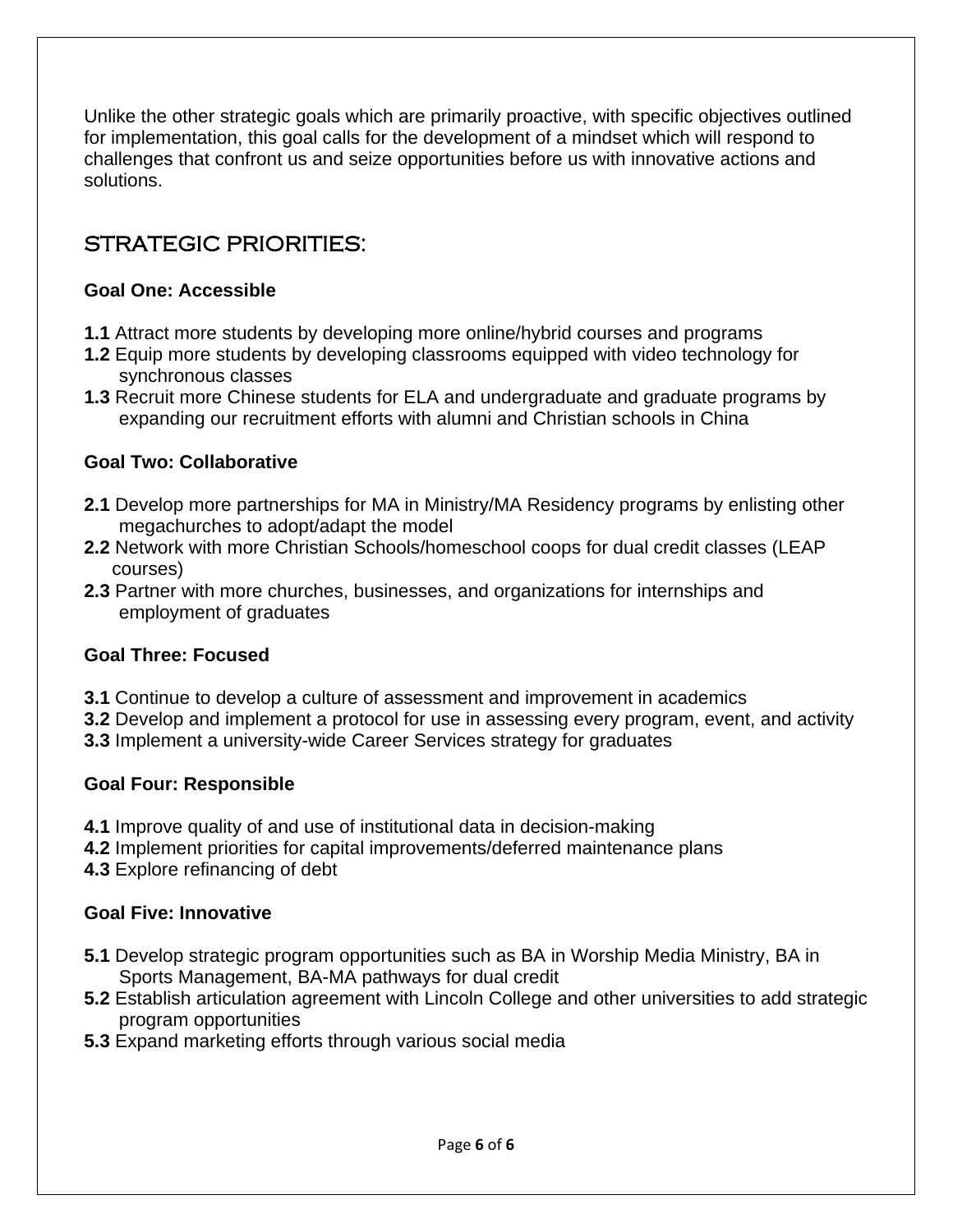Unlike the other strategic goals which are primarily proactive, with specific objectives outlined for implementation, this goal calls for the development of a mindset which will respond to challenges that confront us and seize opportunities before us with innovative actions and solutions.

## STRATEGIC PRIORITIES:

### Goal One: Accessible

**1.1** Attract more students by developing more online/hybrid courses and programs
**1.2** Equip more students by developing classrooms equipped with video technology for synchronous classes
**1.3** Recruit more Chinese students for ELA and undergraduate and graduate programs by expanding our recruitment efforts with alumni and Christian schools in China

### Goal Two: Collaborative

**2.1** Develop more partnerships for MA in Ministry/MA Residency programs by enlisting other megachurches to adopt/adapt the model
**2.2** Network with more Christian Schools/homeschool coops for dual credit classes (LEAP courses)
**2.3** Partner with more churches, businesses, and organizations for internships and employment of graduates

### Goal Three: Focused

**3.1** Continue to develop a culture of assessment and improvement in academics
**3.2** Develop and implement a protocol for use in assessing every program, event, and activity
**3.3** Implement a university-wide Career Services strategy for graduates

### Goal Four: Responsible

**4.1** Improve quality of and use of institutional data in decision-making
**4.2** Implement priorities for capital improvements/deferred maintenance plans
**4.3** Explore refinancing of debt

### Goal Five: Innovative

**5.1** Develop strategic program opportunities such as BA in Worship Media Ministry, BA in Sports Management, BA-MA pathways for dual credit
**5.2** Establish articulation agreement with Lincoln College and other universities to add strategic program opportunities
**5.3** Expand marketing efforts through various social media